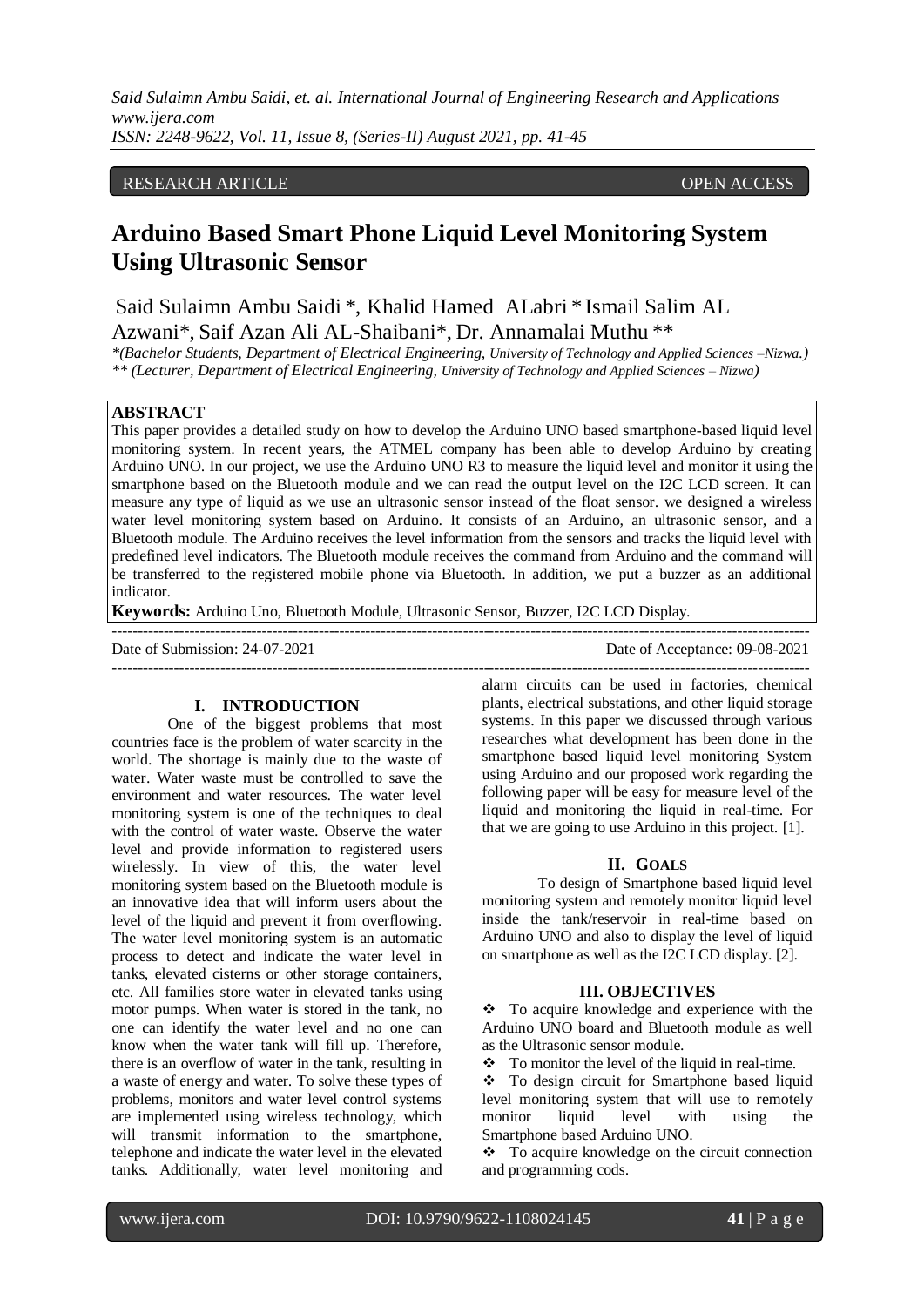RESEARCH ARTICLE OPEN ACCESS

# Arduino Based Smart Phone Liquid Level Monitoring System Using Ultrasonic Sensor

Said Sulaimn Ambu Saidi *, Khalid Hamed ALabri * Ismail Salim AL Azwani*, Saif Azan Ali AL-Shaibani*, Dr. Annamalai Muthu **

*(Bachelor Students, Department of Electrical Engineering, University of Technology and Applied Sciences –Nizwa.)*
*** (Lecturer, Department of Electrical Engineering, University of Technology and Applied Sciences – Nizwa)*

## ABSTRACT

This paper provides a detailed study on how to develop the Arduino UNO based smartphone-based liquid level monitoring system. In recent years, the ATMEL company has been able to develop Arduino by creating Arduino UNO. In our project, we use the Arduino UNO R3 to measure the liquid level and monitor it using the smartphone based on the Bluetooth module and we can read the output level on the I2C LCD screen. It can measure any type of liquid as we use an ultrasonic sensor instead of the float sensor. we designed a wireless water level monitoring system based on Arduino. It consists of an Arduino, an ultrasonic sensor, and a Bluetooth module. The Arduino receives the level information from the sensors and tracks the liquid level with predefined level indicators. The Bluetooth module receives the command from Arduino and the command will be transferred to the registered mobile phone via Bluetooth. In addition, we put a buzzer as an additional indicator.

**Keywords:** Arduino Uno, Bluetooth Module, Ultrasonic Sensor, Buzzer, I2C LCD Display.

---

Date of Submission: 24-07-2021 Date of Acceptance: 09-08-2021

---

## I. INTRODUCTION

One of the biggest problems that most countries face is the problem of water scarcity in the world. The shortage is mainly due to the waste of water. Water waste must be controlled to save the environment and water resources. The water level monitoring system is one of the techniques to deal with the control of water waste. Observe the water level and provide information to registered users wirelessly. In view of this, the water level monitoring system based on the Bluetooth module is an innovative idea that will inform users about the level of the liquid and prevent it from overflowing. The water level monitoring system is an automatic process to detect and indicate the water level in tanks, elevated cisterns or other storage containers, etc. All families store water in elevated tanks using motor pumps. When water is stored in the tank, no one can identify the water level and no one can know when the water tank will fill up. Therefore, there is an overflow of water in the tank, resulting in a waste of energy and water. To solve these types of problems, monitors and water level control systems are implemented using wireless technology, which will transmit information to the smartphone, telephone and indicate the water level in the elevated tanks. Additionally, water level monitoring and alarm circuits can be used in factories, chemical plants, electrical substations, and other liquid storage systems. In this paper we discussed through various researches what development has been done in the smartphone based liquid level monitoring System using Arduino and our proposed work regarding the following paper will be easy for measure level of the liquid and monitoring the liquid in real-time. For that we are going to use Arduino in this project. [1].

## II. GOALS

To design of Smartphone based liquid level monitoring system and remotely monitor liquid level inside the tank/reservoir in real-time based on Arduino UNO and also to display the level of liquid on smartphone as well as the I2C LCD display. [2].

## III. OBJECTIVES

- To acquire knowledge and experience with the Arduino UNO board and Bluetooth module as well as the Ultrasonic sensor module.
- To monitor the level of the liquid in real-time.
- To design circuit for Smartphone based liquid level monitoring system that will use to remotely monitor liquid level with using the Smartphone based Arduino UNO.
- To acquire knowledge on the circuit connection and programming cods.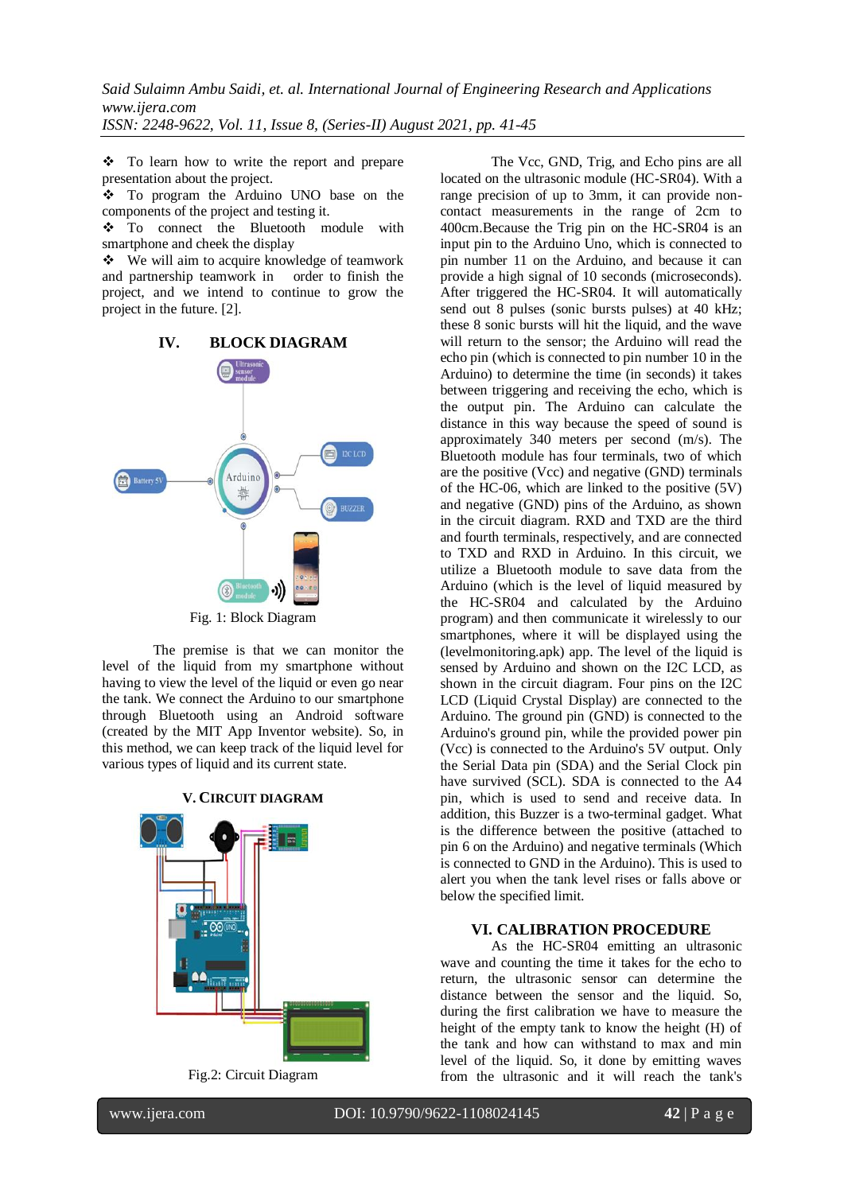- ❖ To learn how to write the report and prepare presentation about the project.
- ❖ To program the Arduino UNO base on the components of the project and testing it.
- ❖ To connect the Bluetooth module with smartphone and cheek the display
- ❖ We will aim to acquire knowledge of teamwork and partnership teamwork in order to finish the project, and we intend to continue to grow the project in the future. [2].

## IV. BLOCK DIAGRAM

Fig. 1: Block Diagram

The premise is that we can monitor the level of the liquid from my smartphone without having to view the level of the liquid or even go near the tank. We connect the Arduino to our smartphone through Bluetooth using an Android software (created by the MIT App Inventor website). So, in this method, we can keep track of the liquid level for various types of liquid and its current state.

## V. CIRCUIT DIAGRAM

Fig.2: Circuit Diagram

The Vcc, GND, Trig, and Echo pins are all located on the ultrasonic module (HC-SR04). With a range precision of up to 3mm, it can provide non-contact measurements in the range of 2cm to 400cm.Because the Trig pin on the HC-SR04 is an input pin to the Arduino Uno, which is connected to pin number 11 on the Arduino, and because it can provide a high signal of 10 seconds (microseconds). After triggered the HC-SR04. It will automatically send out 8 pulses (sonic bursts pulses) at 40 kHz; these 8 sonic bursts will hit the liquid, and the wave will return to the sensor; the Arduino will read the echo pin (which is connected to pin number 10 in the Arduino) to determine the time (in seconds) it takes between triggering and receiving the echo, which is the output pin. The Arduino can calculate the distance in this way because the speed of sound is approximately 340 meters per second (m/s). The Bluetooth module has four terminals, two of which are the positive (Vcc) and negative (GND) terminals of the HC-06, which are linked to the positive (5V) and negative (GND) pins of the Arduino, as shown in the circuit diagram. RXD and TXD are the third and fourth terminals, respectively, and are connected to TXD and RXD in Arduino. In this circuit, we utilize a Bluetooth module to save data from the Arduino (which is the level of liquid measured by the HC-SR04 and calculated by the Arduino program) and then communicate it wirelessly to our smartphones, where it will be displayed using the (levelmonitoring.apk) app. The level of the liquid is sensed by Arduino and shown on the I2C LCD, as shown in the circuit diagram. Four pins on the I2C LCD (Liquid Crystal Display) are connected to the Arduino. The ground pin (GND) is connected to the Arduino's ground pin, while the provided power pin (Vcc) is connected to the Arduino's 5V output. Only the Serial Data pin (SDA) and the Serial Clock pin have survived (SCL). SDA is connected to the A4 pin, which is used to send and receive data. In addition, this Buzzer is a two-terminal gadget. What is the difference between the positive (attached to pin 6 on the Arduino) and negative terminals (Which is connected to GND in the Arduino). This is used to alert you when the tank level rises or falls above or below the specified limit.

## VI. CALIBRATION PROCEDURE

As the HC-SR04 emitting an ultrasonic wave and counting the time it takes for the echo to return, the ultrasonic sensor can determine the distance between the sensor and the liquid. So, during the first calibration we have to measure the height of the empty tank to know the height (H) of the tank and how can withstand to max and min level of the liquid. So, it done by emitting waves from the ultrasonic and it will reach the tank's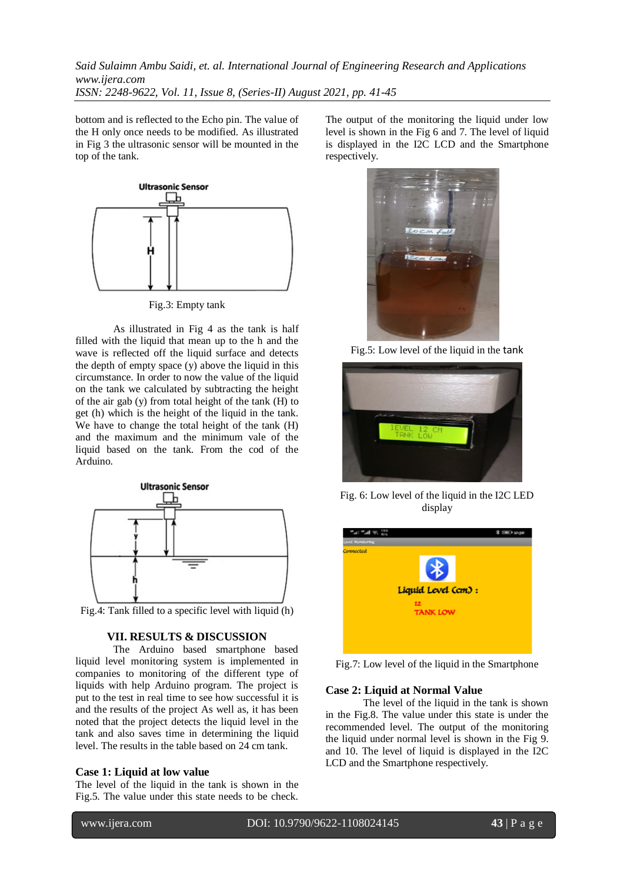bottom and is reflected to the Echo pin. The value of the H only once needs to be modified. As illustrated in Fig 3 the ultrasonic sensor will be mounted in the top of the tank.

Fig.3: Empty tank

As illustrated in Fig 4 as the tank is half filled with the liquid that mean up to the h and the wave is reflected off the liquid surface and detects the depth of empty space (y) above the liquid in this circumstance. In order to now the value of the liquid on the tank we calculated by subtracting the height of the air gab (y) from total height of the tank (H) to get (h) which is the height of the liquid in the tank. We have to change the total height of the tank (H) and the maximum and the minimum vale of the liquid based on the tank. From the cod of the Arduino.

Fig.4: Tank filled to a specific level with liquid (h)

## VII. RESULTS & DISCUSSION

The Arduino based smartphone based liquid level monitoring system is implemented in companies to monitoring of the different type of liquids with help Arduino program. The project is put to the test in real time to see how successful it is and the results of the project As well as, it has been noted that the project detects the liquid level in the tank and also saves time in determining the liquid level. The results in the table based on 24 cm tank.

### Case 1: Liquid at low value

The level of the liquid in the tank is shown in the Fig.5. The value under this state needs to be check. The output of the monitoring the liquid under low level is shown in the Fig 6 and 7. The level of liquid is displayed in the I2C LCD and the Smartphone respectively.

Fig.5: Low level of the liquid in the tank

Fig. 6: Low level of the liquid in the I2C LED display

Fig.7: Low level of the liquid in the Smartphone

### Case 2: Liquid at Normal Value

The level of the liquid in the tank is shown in the Fig.8. The value under this state is under the recommended level. The output of the monitoring the liquid under normal level is shown in the Fig 9. and 10. The level of liquid is displayed in the I2C LCD and the Smartphone respectively.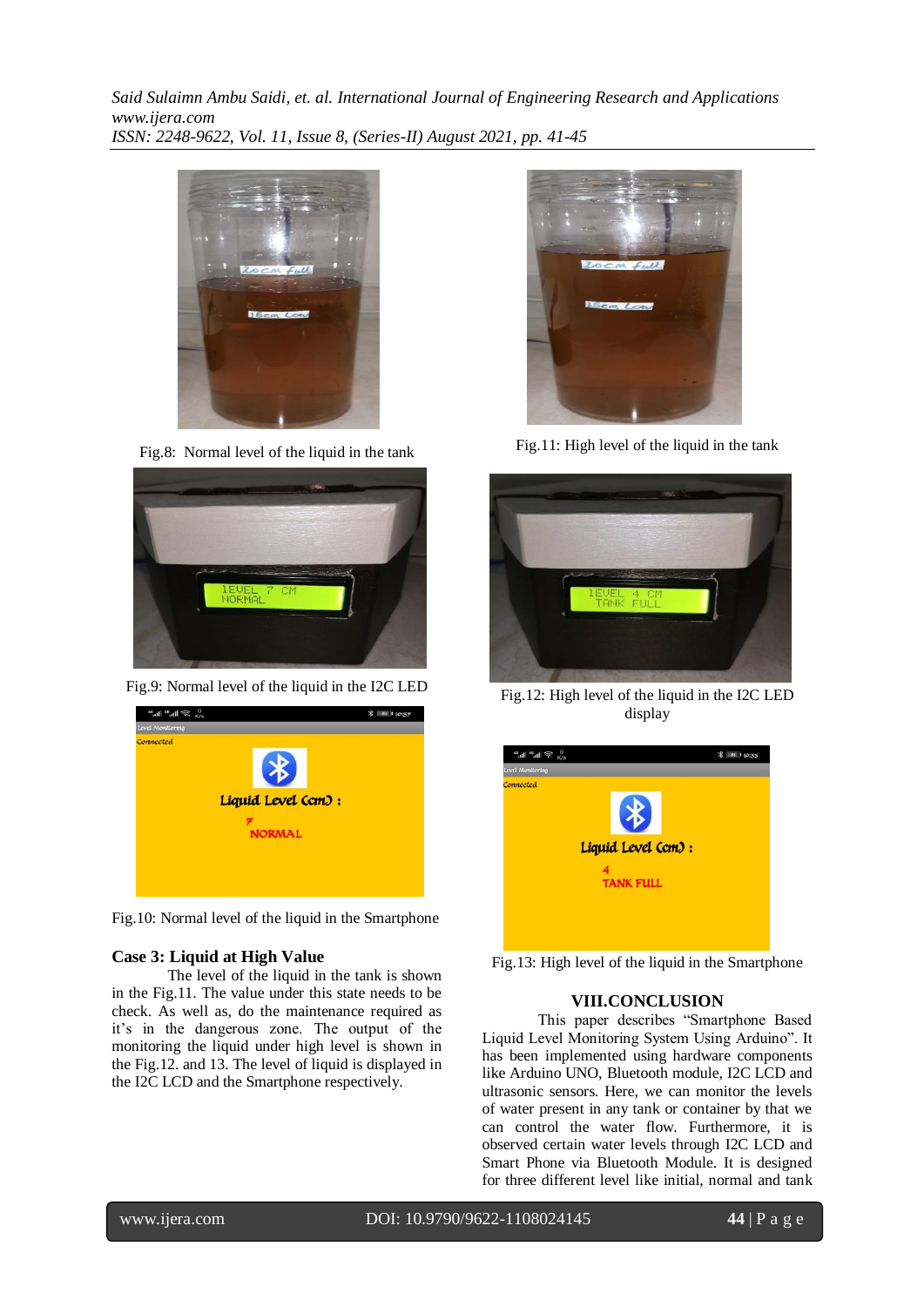Fig.8: Normal level of the liquid in the tank

Fig.9: Normal level of the liquid in the I2C LED

Fig.10: Normal level of the liquid in the Smartphone

### Case 3: Liquid at High Value

The level of the liquid in the tank is shown in the Fig.11. The value under this state needs to be check. As well as, do the maintenance required as it's in the dangerous zone. The output of the monitoring the liquid under high level is shown in the Fig.12. and 13. The level of liquid is displayed in the I2C LCD and the Smartphone respectively.

Fig.11: High level of the liquid in the tank

Fig.12: High level of the liquid in the I2C LED display

Fig.13: High level of the liquid in the Smartphone

## VIII.CONCLUSION

This paper describes "Smartphone Based Liquid Level Monitoring System Using Arduino". It has been implemented using hardware components like Arduino UNO, Bluetooth module, I2C LCD and ultrasonic sensors. Here, we can monitor the levels of water present in any tank or container by that we can control the water flow. Furthermore, it is observed certain water levels through I2C LCD and Smart Phone via Bluetooth Module. It is designed for three different level like initial, normal and tank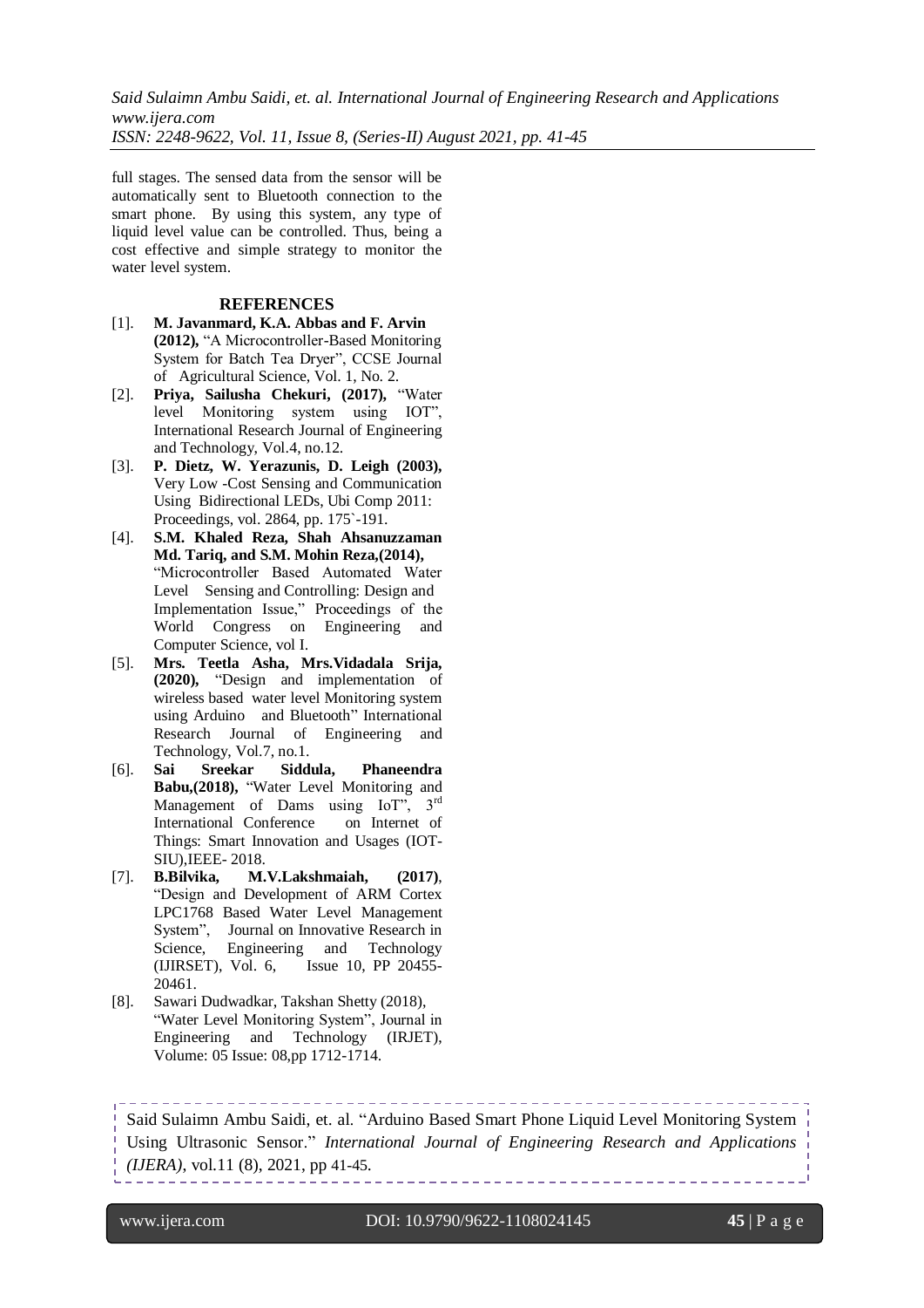full stages. The sensed data from the sensor will be automatically sent to Bluetooth connection to the smart phone. By using this system, any type of liquid level value can be controlled. Thus, being a cost effective and simple strategy to monitor the water level system.

## REFERENCES

[1]. **M. Javanmard, K.A. Abbas and F. Arvin (2012),** "A Microcontroller-Based Monitoring System for Batch Tea Dryer", CCSE Journal of Agricultural Science, Vol. 1, No. 2.

[2]. **Priya, Sailusha Chekuri, (2017),** "Water level Monitoring system using IOT", International Research Journal of Engineering and Technology, Vol.4, no.12.

[3]. **P. Dietz, W. Yerazunis, D. Leigh (2003),** Very Low -Cost Sensing and Communication Using Bidirectional LEDs, Ubi Comp 2011: Proceedings, vol. 2864, pp. 175`-191.

[4]. **S.M. Khaled Reza, Shah Ahsanuzzaman Md. Tariq, and S.M. Mohin Reza,(2014),** "Microcontroller Based Automated Water Level Sensing and Controlling: Design and Implementation Issue," Proceedings of the World Congress on Engineering and Computer Science, vol I.

[5]. **Mrs. Teetla Asha, Mrs.Vidadala Srija, (2020),** "Design and implementation of wireless based water level Monitoring system using Arduino and Bluetooth" International Research Journal of Engineering and Technology, Vol.7, no.1.

[6]. **Sai Sreekar Siddula, Phaneendra Babu,(2018),** "Water Level Monitoring and Management of Dams using IoT", 3rd International Conference on Internet of Things: Smart Innovation and Usages (IOT-SIU),IEEE- 2018.

[7]. **B.Bilvika, M.V.Lakshmaiah, (2017)**, "Design and Development of ARM Cortex LPC1768 Based Water Level Management System", Journal on Innovative Research in Science, Engineering and Technology (IJIRSET), Vol. 6, Issue 10, PP 20455-20461.

[8]. Sawari Dudwadkar, Takshan Shetty (2018), "Water Level Monitoring System", Journal in Engineering and Technology (IRJET), Volume: 05 Issue: 08,pp 1712-1714.

Said Sulaimn Ambu Saidi, et. al. "Arduino Based Smart Phone Liquid Level Monitoring System Using Ultrasonic Sensor." *International Journal of Engineering Research and Applications (IJERA)*, vol.11 (8), 2021, pp 41-45.